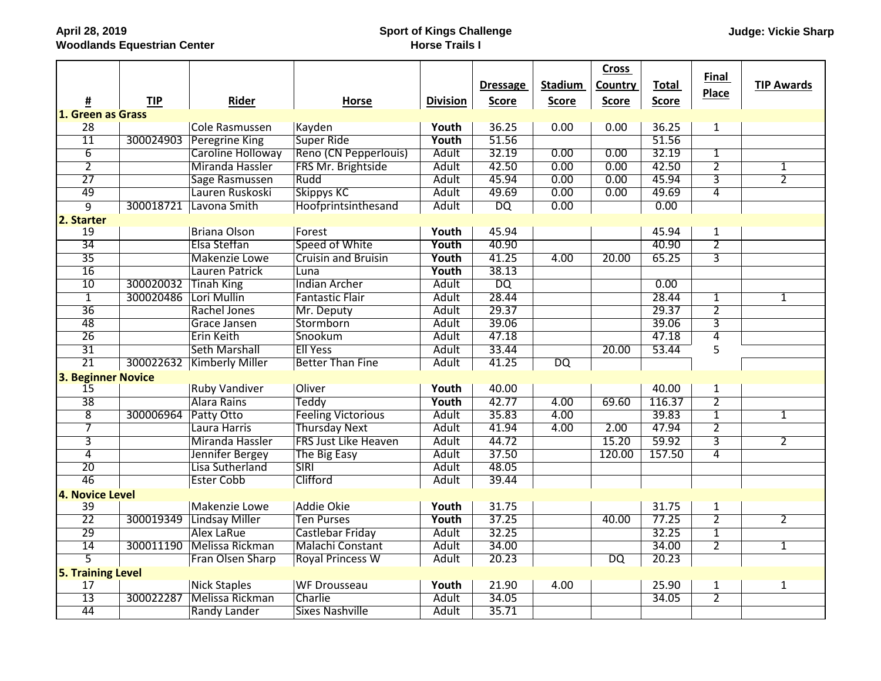**April 28, 2019**
**Woodlands Equestrian Center**

**Sport of Kings Challenge**
**Horse Trails I**

**Judge: Vickie Sharp**

| # | TIP | Rider | Horse | Division | Dressage Score | Stadium Score | Cross Country Score | Total Score | Final Place | TIP Awards |
|---|---|---|---|---|---|---|---|---|---|---|
| **1. Green as Grass** | | | | | | | | | | |
| 28 | | Cole Rasmussen | Kayden | **Youth** | 36.25 | 0.00 | 0.00 | 36.25 | 1 | |
| 11 | 300024903 | Peregrine King | Super Ride | **Youth** | 51.56 | | | 51.56 | | |
| 6 | | Caroline Holloway | Reno (CN Pepperlouis) | Adult | 32.19 | 0.00 | 0.00 | 32.19 | 1 | |
| 2 | | Miranda Hassler | FRS Mr. Brightside | Adult | 42.50 | 0.00 | 0.00 | 42.50 | 2 | 1 |
| 27 | | Sage Rasmussen | Rudd | Adult | 45.94 | 0.00 | 0.00 | 45.94 | 3 | 2 |
| 49 | | Lauren Ruskoski | Skippys KC | Adult | 49.69 | 0.00 | 0.00 | 49.69 | 4 | |
| 9 | 300018721 | Lavona Smith | Hoofprintsinthesand | Adult | DQ | 0.00 | | 0.00 | | |
| **2. Starter** | | | | | | | | | | |
| 19 | | Briana Olson | Forest | **Youth** | 45.94 | | | 45.94 | 1 | |
| 34 | | Elsa Steffan | Speed of White | **Youth** | 40.90 | | | 40.90 | 2 | |
| 35 | | Makenzie Lowe | Cruisin and Bruisin | **Youth** | 41.25 | 4.00 | 20.00 | 65.25 | 3 | |
| 16 | | Lauren Patrick | Luna | **Youth** | 38.13 | | | | | |
| 10 | 300020032 | Tinah King | Indian Archer | Adult | DQ | | | 0.00 | | |
| 1 | 300020486 | Lori Mullin | Fantastic Flair | Adult | 28.44 | | | 28.44 | 1 | 1 |
| 36 | | Rachel Jones | Mr. Deputy | Adult | 29.37 | | | 29.37 | 2 | |
| 48 | | Grace Jansen | Stormborn | Adult | 39.06 | | | 39.06 | 3 | |
| 26 | | Erin Keith | Snookum | Adult | 47.18 | | | 47.18 | 4 | |
| 31 | | Seth Marshall | Ell Yess | Adult | 33.44 | | 20.00 | 53.44 | 5 | |
| 21 | 300022632 | Kimberly Miller | Better Than Fine | Adult | 41.25 | DQ | | | | |
| **3. Beginner Novice** | | | | | | | | | | |
| 15 | | Ruby Vandiver | Oliver | **Youth** | 40.00 | | | 40.00 | 1 | |
| 38 | | Alara Rains | Teddy | **Youth** | 42.77 | 4.00 | 69.60 | 116.37 | 2 | |
| 8 | 300006964 | Patty Otto | Feeling Victorious | Adult | 35.83 | 4.00 | | 39.83 | 1 | 1 |
| 7 | | Laura Harris | Thursday Next | Adult | 41.94 | 4.00 | 2.00 | 47.94 | 2 | |
| 3 | | Miranda Hassler | FRS Just Like Heaven | Adult | 44.72 | | 15.20 | 59.92 | 3 | 2 |
| 4 | | Jennifer Bergey | The Big Easy | Adult | 37.50 | | 120.00 | 157.50 | 4 | |
| 20 | | Lisa Sutherland | SIRI | Adult | 48.05 | | | | | |
| 46 | | Ester Cobb | Clifford | Adult | 39.44 | | | | | |
| **4. Novice Level** | | | | | | | | | | |
| 39 | | Makenzie Lowe | Addie Okie | **Youth** | 31.75 | | | 31.75 | 1 | |
| 22 | 300019349 | Lindsay Miller | Ten Purses | **Youth** | 37.25 | | 40.00 | 77.25 | 2 | 2 |
| 29 | | Alex LaRue | Castlebar Friday | Adult | 32.25 | | | 32.25 | 1 | |
| 14 | 300011190 | Melissa Rickman | Malachi Constant | Adult | 34.00 | | | 34.00 | 2 | 1 |
| 5 | | Fran Olsen Sharp | Royal Princess W | Adult | 20.23 | | DQ | 20.23 | | |
| **5. Training Level** | | | | | | | | | | |
| 17 | | Nick Staples | WF Drousseau | **Youth** | 21.90 | 4.00 | | 25.90 | 1 | 1 |
| 13 | 300022287 | Melissa Rickman | Charlie | Adult | 34.05 | | | 34.05 | 2 | |
| 44 | | Randy Lander | Sixes Nashville | Adult | 35.71 | | | | | |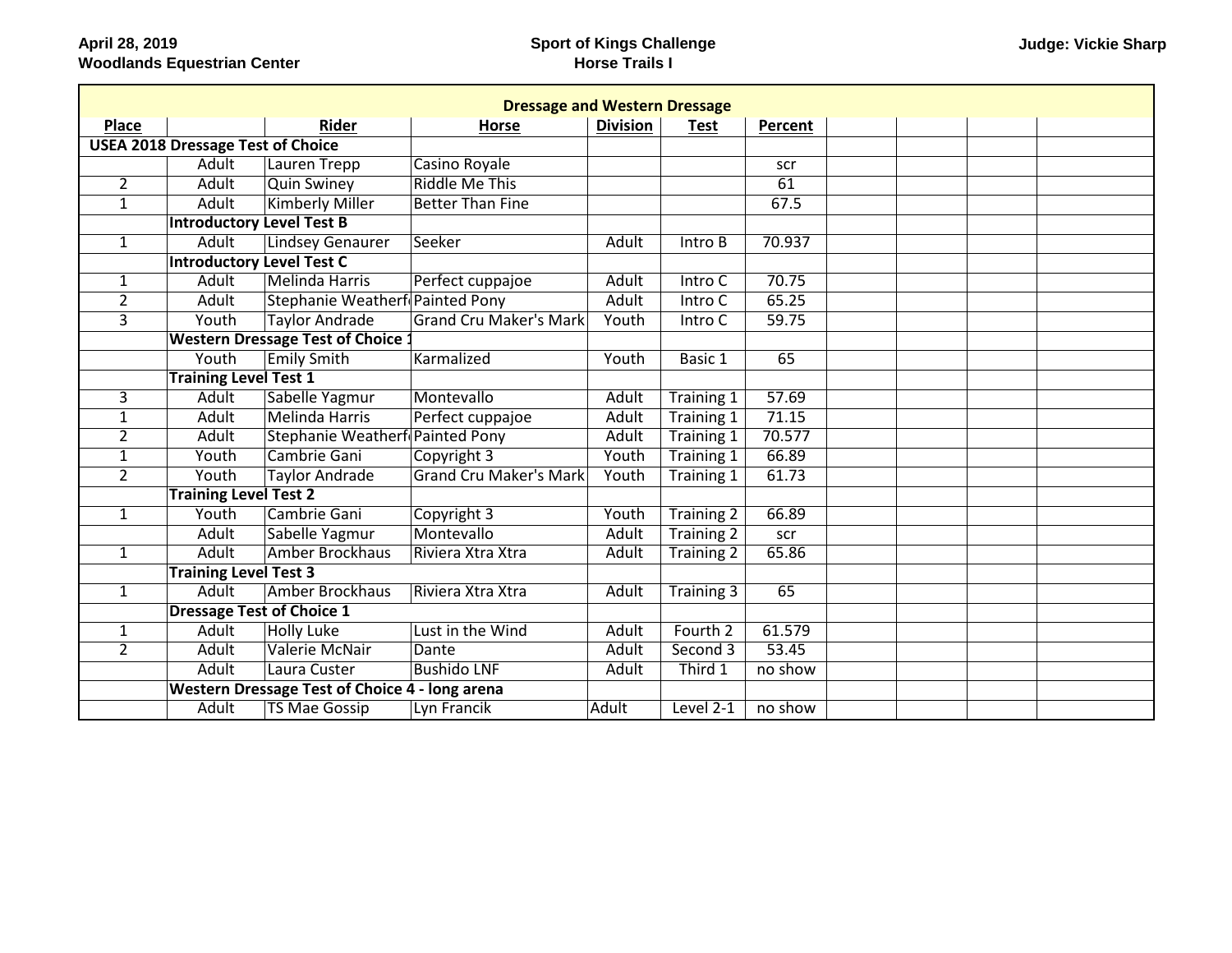**April 28, 2019**
**Woodlands Equestrian Center**

**Sport of Kings Challenge**
**Horse Trails I**

**Judge: Vickie Sharp**

| Dressage and Western Dressage | | | | | | | | | | |
|---|---|---|---|---|---|---|---|---|---|---|
| **Place** | | **Rider** | **Horse** | **Division** | **Test** | **Percent** | | | | |
| **USEA 2018 Dressage Test of Choice** | | | | | | | | | | |
| | Adult | Lauren Trepp | Casino Royale | | | scr | | | | |
| 2 | Adult | Quin Swiney | Riddle Me This | | | 61 | | | | |
| 1 | Adult | Kimberly Miller | Better Than Fine | | | 67.5 | | | | |
| | **Introductory Level Test B** | | | | | | | | | |
| 1 | Adult | Lindsey Genaurer | Seeker | Adult | Intro B | 70.937 | | | | |
| | **Introductory Level Test C** | | | | | | | | | |
| 1 | Adult | Melinda Harris | Perfect cuppajoe | Adult | Intro C | 70.75 | | | | |
| 2 | Adult | Stephanie Weatherf | Painted Pony | Adult | Intro C | 65.25 | | | | |
| 3 | Youth | Taylor Andrade | Grand Cru Maker's Mark | Youth | Intro C | 59.75 | | | | |
| | **Western Dressage Test of Choice 1** | | | | | | | | | |
| | Youth | Emily Smith | Karmalized | Youth | Basic 1 | 65 | | | | |
| | **Training Level Test 1** | | | | | | | | | |
| 3 | Adult | Sabelle Yagmur | Montevallo | Adult | Training 1 | 57.69 | | | | |
| 1 | Adult | Melinda Harris | Perfect cuppajoe | Adult | Training 1 | 71.15 | | | | |
| 2 | Adult | Stephanie Weatherf | Painted Pony | Adult | Training 1 | 70.577 | | | | |
| 1 | Youth | Cambrie Gani | Copyright 3 | Youth | Training 1 | 66.89 | | | | |
| 2 | Youth | Taylor Andrade | Grand Cru Maker's Mark | Youth | Training 1 | 61.73 | | | | |
| | **Training Level Test 2** | | | | | | | | | |
| 1 | Youth | Cambrie Gani | Copyright 3 | Youth | Training 2 | 66.89 | | | | |
| | Adult | Sabelle Yagmur | Montevallo | Adult | Training 2 | scr | | | | |
| 1 | Adult | Amber Brockhaus | Riviera Xtra Xtra | Adult | Training 2 | 65.86 | | | | |
| | **Training Level Test 3** | | | | | | | | | |
| 1 | Adult | Amber Brockhaus | Riviera Xtra Xtra | Adult | Training 3 | 65 | | | | |
| | **Dressage Test of Choice 1** | | | | | | | | | |
| 1 | Adult | Holly Luke | Lust in the Wind | Adult | Fourth 2 | 61.579 | | | | |
| 2 | Adult | Valerie McNair | Dante | Adult | Second 3 | 53.45 | | | | |
| | Adult | Laura Custer | Bushido LNF | Adult | Third 1 | no show | | | | |
| | **Western Dressage Test of Choice 4 - long arena** | | | | | | | | | |
| | Adult | TS Mae Gossip | Lyn Francik | Adult | Level 2-1 | no show | | | | |